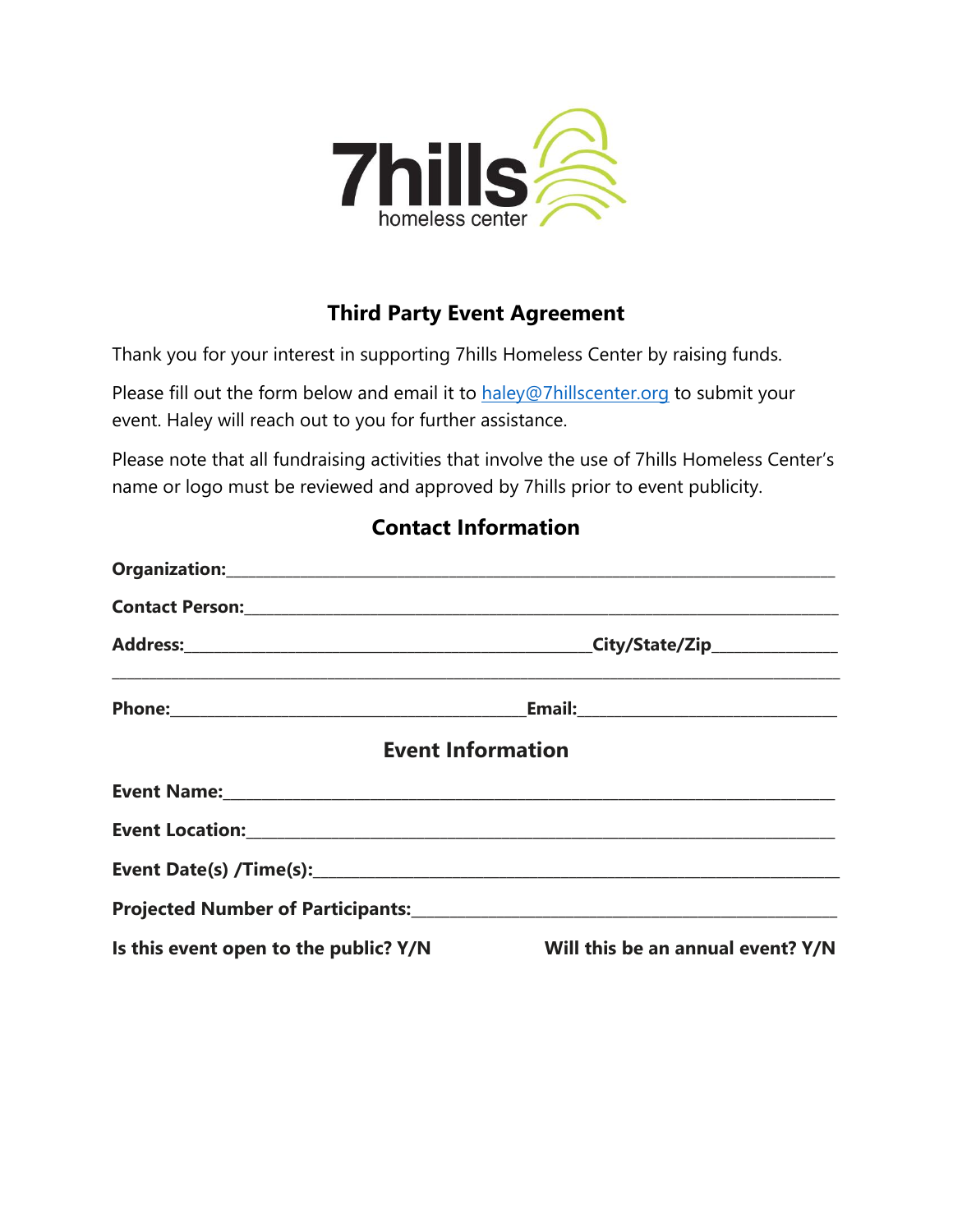7hills
homeless center

# Third Party Event Agreement

Thank you for your interest in supporting 7hills Homeless Center by raising funds.

Please fill out the form below and email it to haley@7hillscenter.org to submit your event. Haley will reach out to you for further assistance.

Please note that all fundraising activities that involve the use of 7hills Homeless Center's name or logo must be reviewed and approved by 7hills prior to event publicity.

## Contact Information

**Organization:**___________________________________________________________________

**Contact Person:**_________________________________________________________________

**Address:**__________________________________________**City/State/Zip**_____________

_______________________________________________________________________________

**Phone:**_____________________________________**Email:**___________________________

## Event Information

**Event Name:**____________________________________________________________________

**Event Location:**________________________________________________________________

**Event Date(s) /Time(s):**________________________________________________________

**Projected Number of Participants:**_____________________________________________

**Is this event open to the public? Y/N** **Will this be an annual event? Y/N**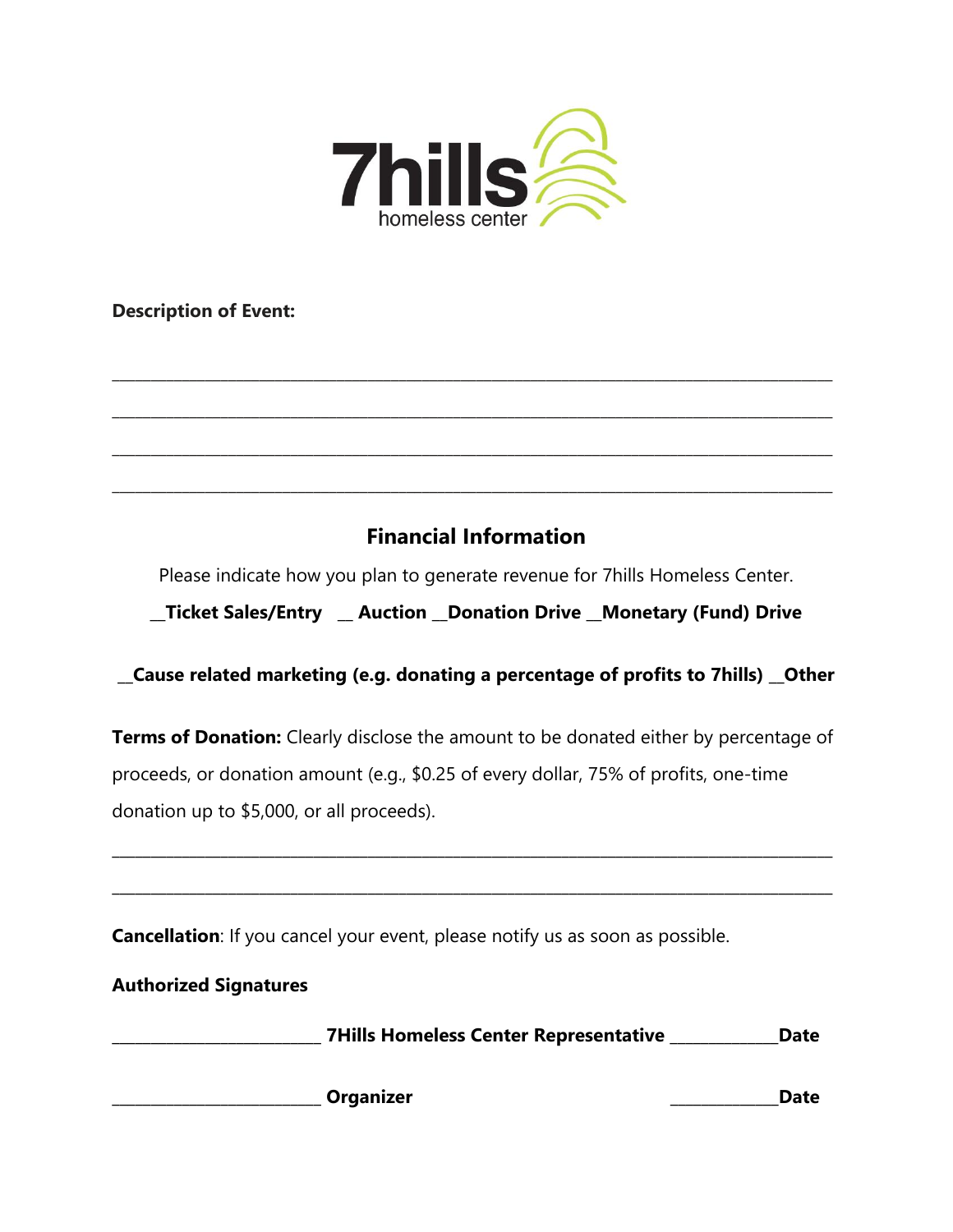**Description of Event:**

\_\_\_\_\_\_\_\_\_\_\_\_\_\_\_\_\_\_\_\_\_\_\_\_\_\_\_\_\_\_\_\_\_\_\_\_\_\_\_\_\_\_\_\_\_\_\_\_\_\_\_\_\_\_\_\_\_\_\_\_\_\_\_\_\_\_\_\_\_\_\_\_\_\_\_\_\_\_

\_\_\_\_\_\_\_\_\_\_\_\_\_\_\_\_\_\_\_\_\_\_\_\_\_\_\_\_\_\_\_\_\_\_\_\_\_\_\_\_\_\_\_\_\_\_\_\_\_\_\_\_\_\_\_\_\_\_\_\_\_\_\_\_\_\_\_\_\_\_\_\_\_\_\_\_\_\_

\_\_\_\_\_\_\_\_\_\_\_\_\_\_\_\_\_\_\_\_\_\_\_\_\_\_\_\_\_\_\_\_\_\_\_\_\_\_\_\_\_\_\_\_\_\_\_\_\_\_\_\_\_\_\_\_\_\_\_\_\_\_\_\_\_\_\_\_\_\_\_\_\_\_\_\_\_\_

\_\_\_\_\_\_\_\_\_\_\_\_\_\_\_\_\_\_\_\_\_\_\_\_\_\_\_\_\_\_\_\_\_\_\_\_\_\_\_\_\_\_\_\_\_\_\_\_\_\_\_\_\_\_\_\_\_\_\_\_\_\_\_\_\_\_\_\_\_\_\_\_\_\_\_\_\_\_

## Financial Information

Please indicate how you plan to generate revenue for 7hills Homeless Center.

**__Ticket Sales/Entry __ Auction __Donation Drive __Monetary (Fund) Drive**

**__Cause related marketing (e.g. donating a percentage of profits to 7hills) __Other**

**Terms of Donation:** Clearly disclose the amount to be donated either by percentage of proceeds, or donation amount (e.g., $0.25 of every dollar, 75% of profits, one-time donation up to $5,000, or all proceeds).

\_\_\_\_\_\_\_\_\_\_\_\_\_\_\_\_\_\_\_\_\_\_\_\_\_\_\_\_\_\_\_\_\_\_\_\_\_\_\_\_\_\_\_\_\_\_\_\_\_\_\_\_\_\_\_\_\_\_\_\_\_\_\_\_\_\_\_\_\_\_\_\_\_\_\_\_\_\_

\_\_\_\_\_\_\_\_\_\_\_\_\_\_\_\_\_\_\_\_\_\_\_\_\_\_\_\_\_\_\_\_\_\_\_\_\_\_\_\_\_\_\_\_\_\_\_\_\_\_\_\_\_\_\_\_\_\_\_\_\_\_\_\_\_\_\_\_\_\_\_\_\_\_\_\_\_\_

**Cancellation**: If you cancel your event, please notify us as soon as possible.

**Authorized Signatures**

\_\_\_\_\_\_\_\_\_\_\_\_\_\_\_\_\_\_\_\_\_\_\_\_ **7Hills Homeless Center Representative** \_\_\_\_\_\_\_\_\_\_\_\_**Date**

\_\_\_\_\_\_\_\_\_\_\_\_\_\_\_\_\_\_\_\_\_\_\_\_ **Organizer** \_\_\_\_\_\_\_\_\_\_\_\_**Date**